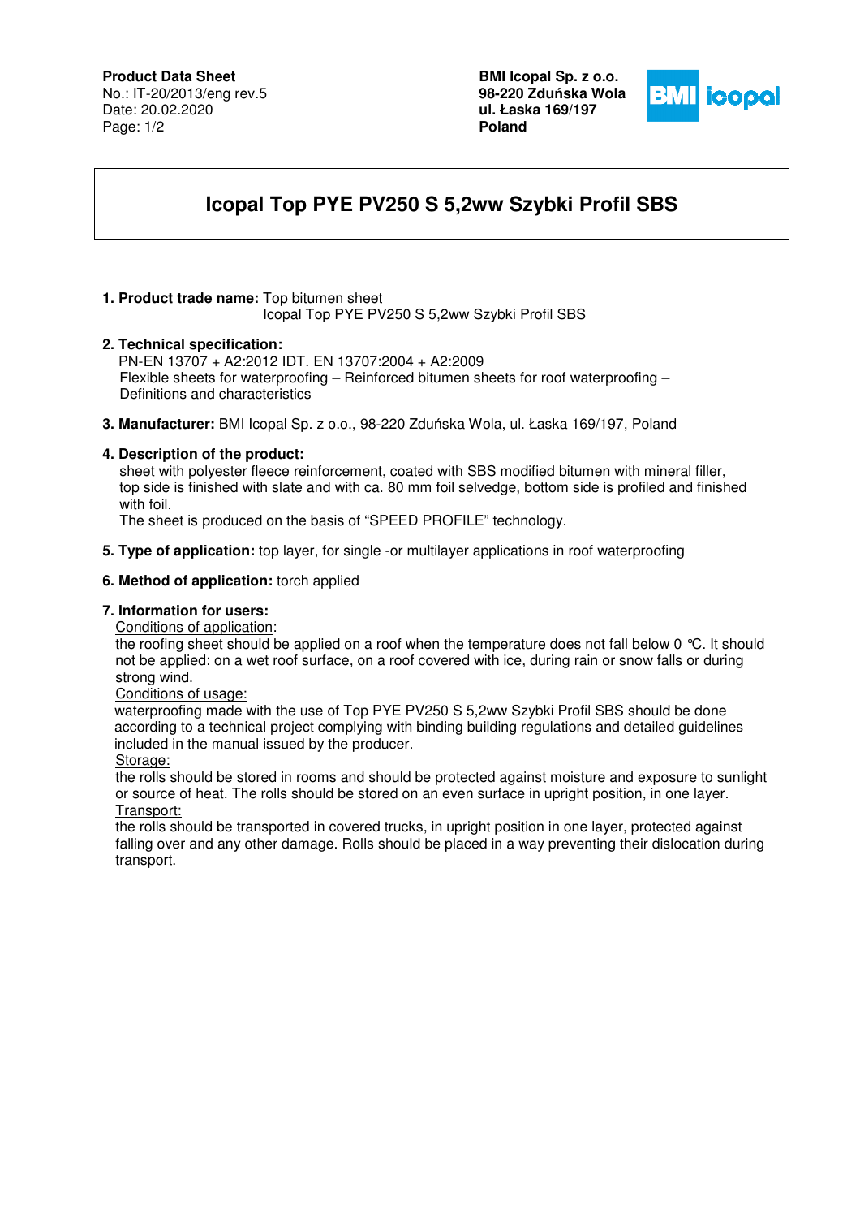**Product Data Sheet**
No.: IT-20/2013/eng rev.5
Date: 20.02.2020

**BMI Icopal Sp. z o.o.**
**98-220 Zduńska Wola**
**ul. Łaska 169/197**
**Poland**

# Icopal Top PYE PV250 S 5,2ww Szybki Profil SBS

**1. Product trade name:** Top bitumen sheet
Icopal Top PYE PV250 S 5,2ww Szybki Profil SBS

**2. Technical specification:**
PN-EN 13707 + A2:2012 IDT. EN 13707:2004 + A2:2009
Flexible sheets for waterproofing – Reinforced bitumen sheets for roof waterproofing – Definitions and characteristics

**3. Manufacturer:** BMI Icopal Sp. z o.o., 98-220 Zduńska Wola, ul. Łaska 169/197, Poland

**4. Description of the product:**
sheet with polyester fleece reinforcement, coated with SBS modified bitumen with mineral filler, top side is finished with slate and with ca. 80 mm foil selvedge, bottom side is profiled and finished with foil.
The sheet is produced on the basis of "SPEED PROFILE" technology.

**5. Type of application:** top layer, for single -or multilayer applications in roof waterproofing

**6. Method of application:** torch applied

**7. Information for users:**

Conditions of application:
the roofing sheet should be applied on a roof when the temperature does not fall below 0 °C. It should not be applied: on a wet roof surface, on a roof covered with ice, during rain or snow falls or during strong wind.

Conditions of usage:
waterproofing made with the use of Top PYE PV250 S 5,2ww Szybki Profil SBS should be done according to a technical project complying with binding building regulations and detailed guidelines included in the manual issued by the producer.

Storage:
the rolls should be stored in rooms and should be protected against moisture and exposure to sunlight or source of heat. The rolls should be stored on an even surface in upright position, in one layer.

Transport:
the rolls should be transported in covered trucks, in upright position in one layer, protected against falling over and any other damage. Rolls should be placed in a way preventing their dislocation during transport.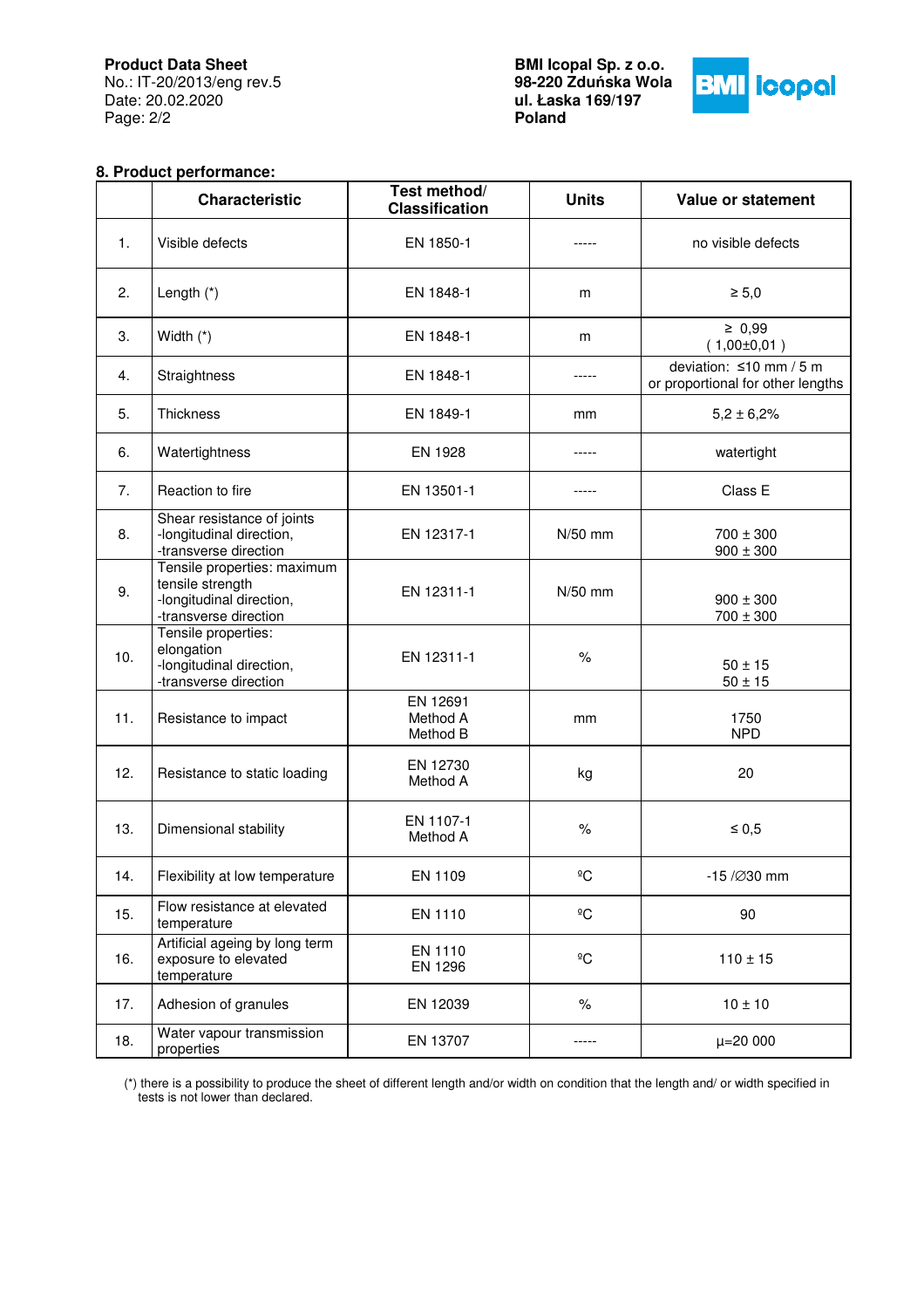**Product Data Sheet**
No.: IT-20/2013/eng rev.5
Date: 20.02.2020

**BMI Icopal Sp. z o.o.**
**98-220 Zduńska Wola**
**ul. Łaska 169/197**
**Poland**

## 8. Product performance:

| | Characteristic | Test method/ Classification | Units | Value or statement |
|---|---|---|---|---|
| 1. | Visible defects | EN 1850-1 | ----- | no visible defects |
| 2. | Length (*) | EN 1848-1 | m | ≥ 5,0 |
| 3. | Width (*) | EN 1848-1 | m | ≥ 0,99 ( 1,00±0,01 ) |
| 4. | Straightness | EN 1848-1 | ----- | deviation: ≤10 mm / 5 m or proportional for other lengths |
| 5. | Thickness | EN 1849-1 | mm | 5,2 ± 6,2% |
| 6. | Watertightness | EN 1928 | ----- | watertight |
| 7. | Reaction to fire | EN 13501-1 | ----- | Class E |
| 8. | Shear resistance of joints -longitudinal direction, -transverse direction | EN 12317-1 | N/50 mm | 700 ± 300<br>900 ± 300 |
| 9. | Tensile properties: maximum tensile strength -longitudinal direction, -transverse direction | EN 12311-1 | N/50 mm | 900 ± 300<br>700 ± 300 |
| 10. | Tensile properties: elongation -longitudinal direction, -transverse direction | EN 12311-1 | % | 50 ± 15<br>50 ± 15 |
| 11. | Resistance to impact | EN 12691<br>Method A<br>Method B | mm | 1750<br>NPD |
| 12. | Resistance to static loading | EN 12730<br>Method A | kg | 20 |
| 13. | Dimensional stability | EN 1107-1<br>Method A | % | ≤ 0,5 |
| 14. | Flexibility at low temperature | EN 1109 | ºC | -15 /∅30 mm |
| 15. | Flow resistance at elevated temperature | EN 1110 | ºC | 90 |
| 16. | Artificial ageing by long term exposure to elevated temperature | EN 1110<br>EN 1296 | ºC | 110 ± 15 |
| 17. | Adhesion of granules | EN 12039 | % | 10 ± 10 |
| 18. | Water vapour transmission properties | EN 13707 | ----- | μ=20 000 |

(*) there is a possibility to produce the sheet of different length and/or width on condition that the length and/ or width specified in tests is not lower than declared.